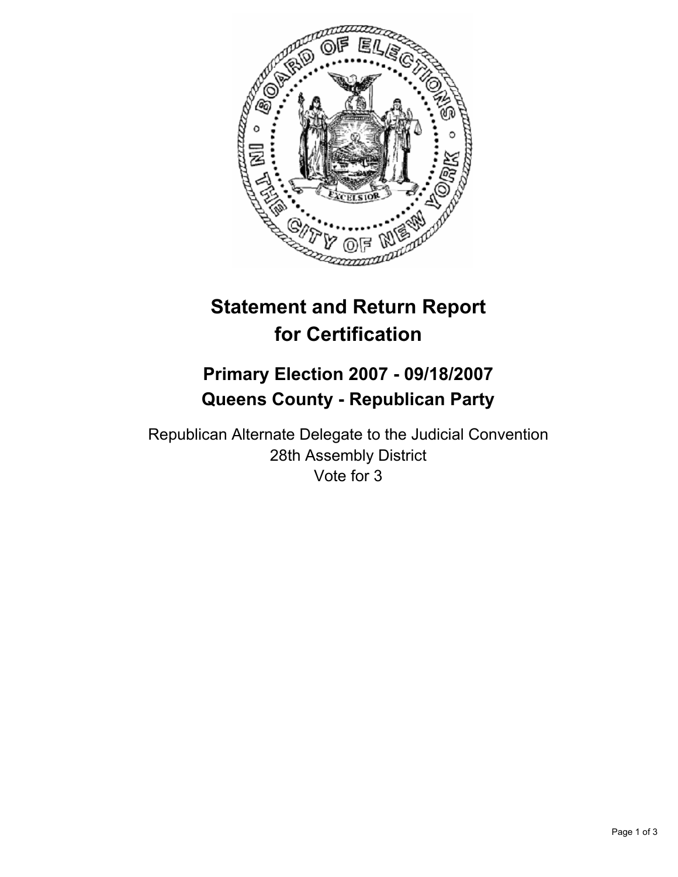# Statement and Return Report for Certification

## Primary Election 2007 - 09/18/2007
## Queens County - Republican Party

Republican Alternate Delegate to the Judicial Convention
28th Assembly District
Vote for 3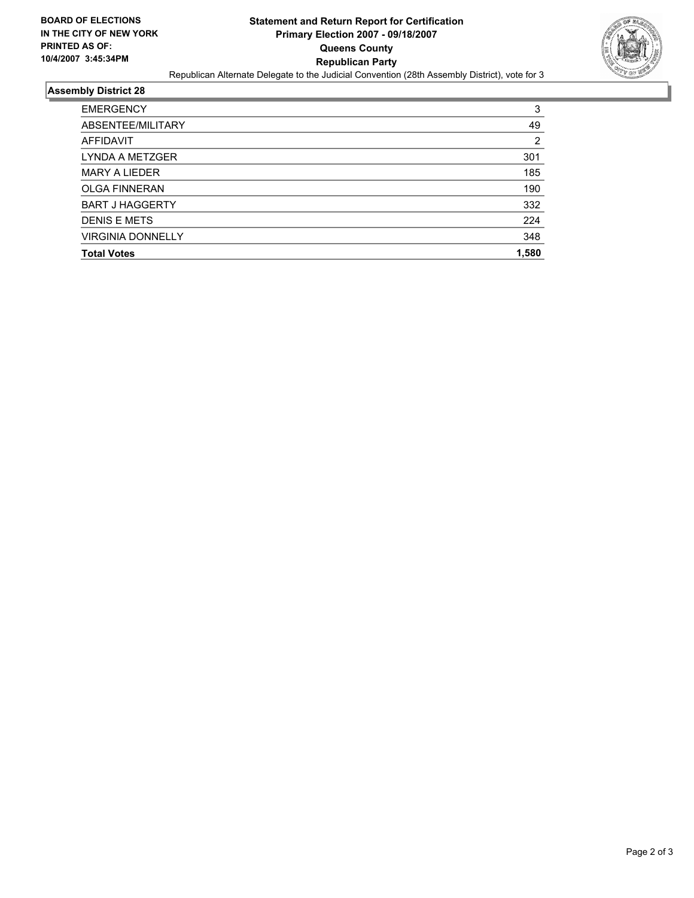**BOARD OF ELECTIONS IN THE CITY OF NEW YORK PRINTED AS OF: 10/4/2007 3:45:34PM**

# Statement and Return Report for Certification
## Primary Election 2007 - 09/18/2007
## Queens County
## Republican Party

Republican Alternate Delegate to the Judicial Convention (28th Assembly District), vote for 3

### Assembly District 28

| | |
|---|---|
| EMERGENCY | 3 |
| ABSENTEE/MILITARY | 49 |
| AFFIDAVIT | 2 |
| LYNDA A METZGER | 301 |
| MARY A LIEDER | 185 |
| OLGA FINNERAN | 190 |
| BART J HAGGERTY | 332 |
| DENIS E METS | 224 |
| VIRGINIA DONNELLY | 348 |
| **Total Votes** | **1,580** |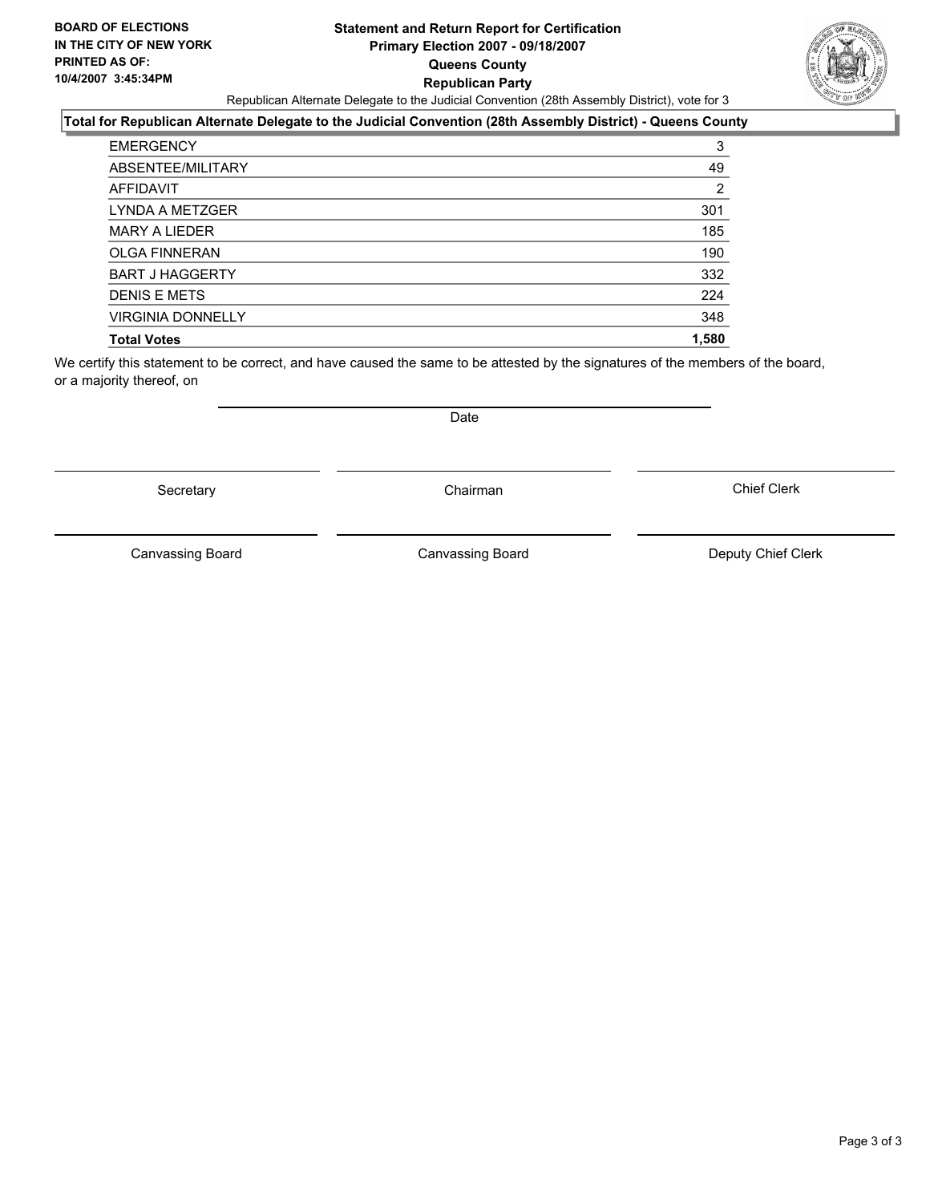**BOARD OF ELECTIONS IN THE CITY OF NEW YORK PRINTED AS OF: 10/4/2007 3:45:34PM**

**Statement and Return Report for Certification**
**Primary Election 2007 - 09/18/2007**
**Queens County**
**Republican Party**

Republican Alternate Delegate to the Judicial Convention (28th Assembly District), vote for 3

**Total for Republican Alternate Delegate to the Judicial Convention (28th Assembly District) - Queens County**

| | |
|---|---|
| EMERGENCY | 3 |
| ABSENTEE/MILITARY | 49 |
| AFFIDAVIT | 2 |
| LYNDA A METZGER | 301 |
| MARY A LIEDER | 185 |
| OLGA FINNERAN | 190 |
| BART J HAGGERTY | 332 |
| DENIS E METS | 224 |
| VIRGINIA DONNELLY | 348 |
| **Total Votes** | **1,580** |

We certify this statement to be correct, and have caused the same to be attested by the signatures of the members of the board, or a majority thereof, on

Date

Secretary | Chairman | Chief Clerk

Canvassing Board | Canvassing Board | Deputy Chief Clerk